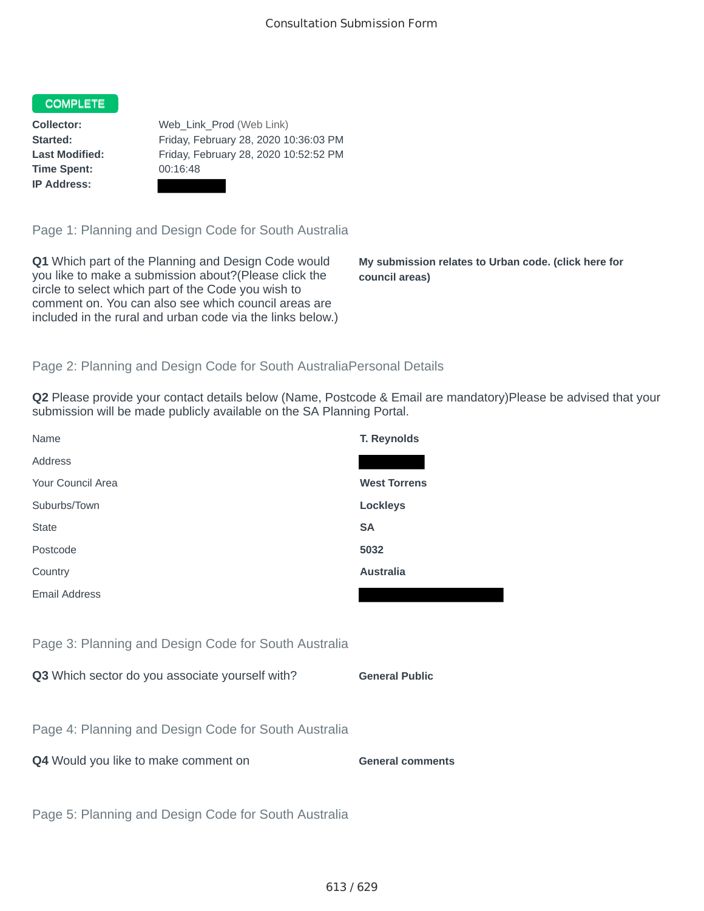# Consultation Submission Form

**COMPLETE**

**Collector:** Web_Link_Prod (Web Link)
**Started:** Friday, February 28, 2020 10:36:03 PM
**Last Modified:** Friday, February 28, 2020 10:52:52 PM
**Time Spent:** 00:16:48
**IP Address:**

## Page 1: Planning and Design Code for South Australia

**Q1** Which part of the Planning and Design Code would you like to make a submission about?(Please click the circle to select which part of the Code you wish to comment on. You can also see which council areas are included in the rural and urban code via the links below.)

**My submission relates to Urban code. (click here for council areas)**

## Page 2: Planning and Design Code for South AustraliaPersonal Details

**Q2** Please provide your contact details below (Name, Postcode & Email are mandatory)Please be advised that your submission will be made publicly available on the SA Planning Portal.

| | |
|---|---|
| Name | **T. Reynolds** |
| Address | |
| Your Council Area | **West Torrens** |
| Suburbs/Town | **Lockleys** |
| State | **SA** |
| Postcode | **5032** |
| Country | **Australia** |
| Email Address | |

## Page 3: Planning and Design Code for South Australia

**Q3** Which sector do you associate yourself with?

**General Public**

## Page 4: Planning and Design Code for South Australia

**Q4** Would you like to make comment on

**General comments**

## Page 5: Planning and Design Code for South Australia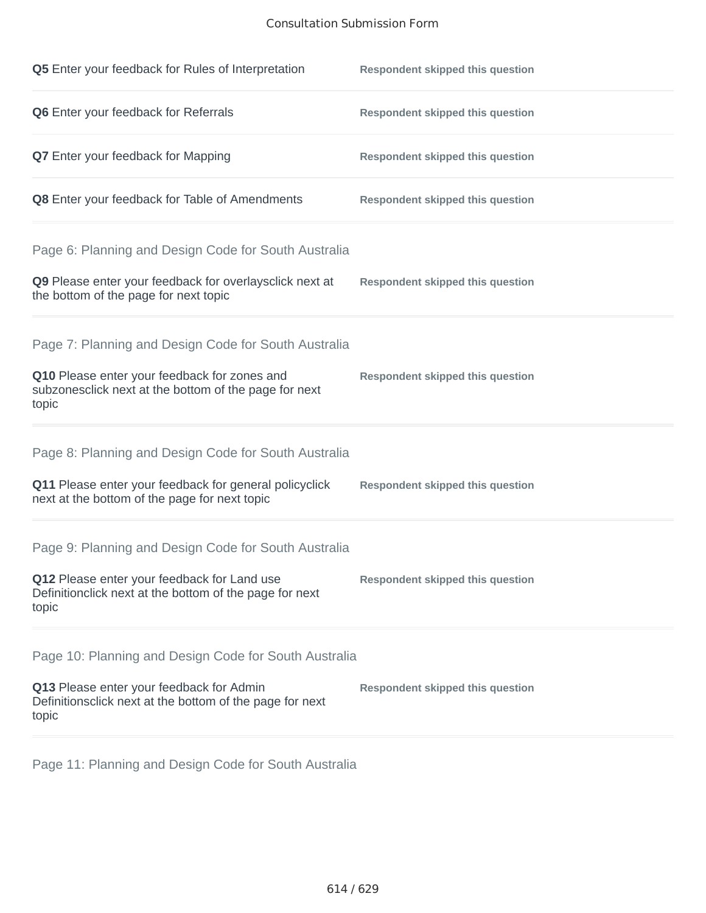**Q5** Enter your feedback for Rules of Interpretation — **Respondent skipped this question**

**Q6** Enter your feedback for Referrals — **Respondent skipped this question**

**Q7** Enter your feedback for Mapping — **Respondent skipped this question**

**Q8** Enter your feedback for Table of Amendments — **Respondent skipped this question**

## Page 6: Planning and Design Code for South Australia

**Q9** Please enter your feedback for overlaysclick next at the bottom of the page for next topic — **Respondent skipped this question**

## Page 7: Planning and Design Code for South Australia

**Q10** Please enter your feedback for zones and subzonesclick next at the bottom of the page for next topic — **Respondent skipped this question**

## Page 8: Planning and Design Code for South Australia

**Q11** Please enter your feedback for general policyclick next at the bottom of the page for next topic — **Respondent skipped this question**

## Page 9: Planning and Design Code for South Australia

**Q12** Please enter your feedback for Land use Definitionclick next at the bottom of the page for next topic — **Respondent skipped this question**

## Page 10: Planning and Design Code for South Australia

**Q13** Please enter your feedback for Admin Definitionsclick next at the bottom of the page for next topic — **Respondent skipped this question**

## Page 11: Planning and Design Code for South Australia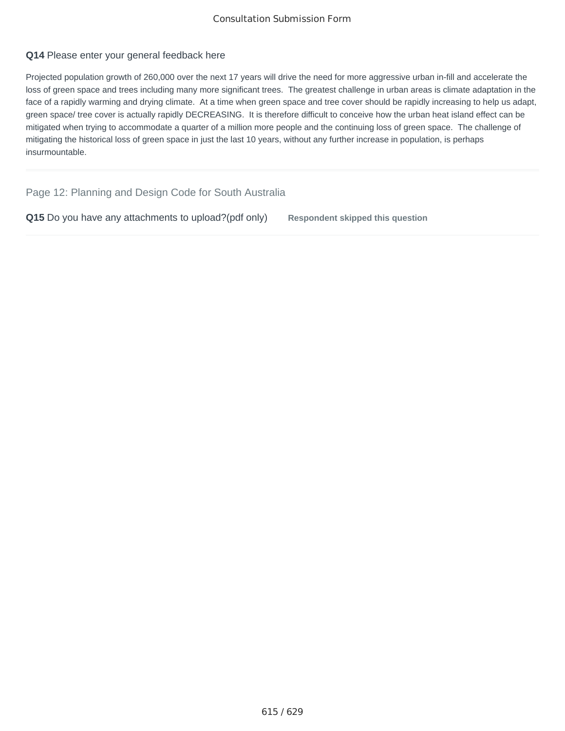**Q14** Please enter your general feedback here

Projected population growth of 260,000 over the next 17 years will drive the need for more aggressive urban in-fill and accelerate the loss of green space and trees including many more significant trees.  The greatest challenge in urban areas is climate adaptation in the face of a rapidly warming and drying climate.  At a time when green space and tree cover should be rapidly increasing to help us adapt, green space/ tree cover is actually rapidly DECREASING.  It is therefore difficult to conceive how the urban heat island effect can be mitigated when trying to accommodate a quarter of a million more people and the continuing loss of green space.  The challenge of mitigating the historical loss of green space in just the last 10 years, without any further increase in population, is perhaps insurmountable.

## Page 12: Planning and Design Code for South Australia

**Q15** Do you have any attachments to upload?(pdf only) **Respondent skipped this question**